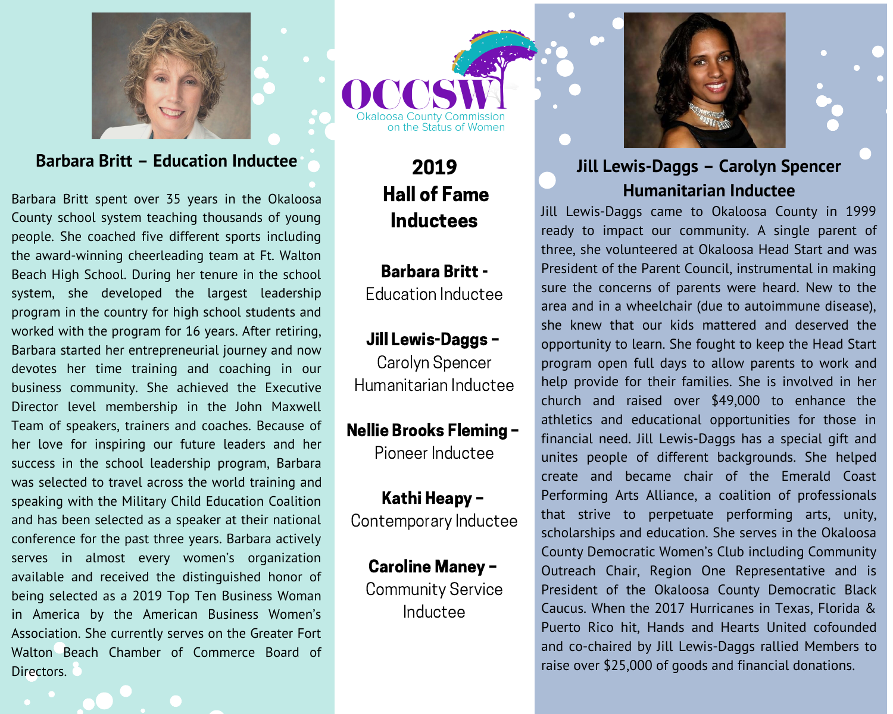OCCSW

Okaloosa County Commission on the Status of Women

# 2019 Hall of Fame Inductees

**Barbara Britt -** Education Inductee

**Jill Lewis-Daggs –** Carolyn Spencer Humanitarian Inductee

**Nellie Brooks Fleming –** Pioneer Inductee

**Kathi Heapy –** Contemporary Inductee

**Caroline Maney –** Community Service Inductee

## Barbara Britt – Education Inductee

Barbara Britt spent over 35 years in the Okaloosa County school system teaching thousands of young people. She coached five different sports including the award-winning cheerleading team at Ft. Walton Beach High School. During her tenure in the school system, she developed the largest leadership program in the country for high school students and worked with the program for 16 years. After retiring, Barbara started her entrepreneurial journey and now devotes her time training and coaching in our business community. She achieved the Executive Director level membership in the John Maxwell Team of speakers, trainers and coaches. Because of her love for inspiring our future leaders and her success in the school leadership program, Barbara was selected to travel across the world training and speaking with the Military Child Education Coalition and has been selected as a speaker at their national conference for the past three years. Barbara actively serves in almost every women's organization available and received the distinguished honor of being selected as a 2019 Top Ten Business Woman in America by the American Business Women's Association. She currently serves on the Greater Fort Walton Beach Chamber of Commerce Board of Directors.

## Jill Lewis-Daggs – Carolyn Spencer Humanitarian Inductee

Jill Lewis-Daggs came to Okaloosa County in 1999 ready to impact our community. A single parent of three, she volunteered at Okaloosa Head Start and was President of the Parent Council, instrumental in making sure the concerns of parents were heard. New to the area and in a wheelchair (due to autoimmune disease), she knew that our kids mattered and deserved the opportunity to learn. She fought to keep the Head Start program open full days to allow parents to work and help provide for their families. She is involved in her church and raised over $49,000 to enhance the athletics and educational opportunities for those in financial need. Jill Lewis-Daggs has a special gift and unites people of different backgrounds. She helped create and became chair of the Emerald Coast Performing Arts Alliance, a coalition of professionals that strive to perpetuate performing arts, unity, scholarships and education. She serves in the Okaloosa County Democratic Women's Club including Community Outreach Chair, Region One Representative and is President of the Okaloosa County Democratic Black Caucus. When the 2017 Hurricanes in Texas, Florida & Puerto Rico hit, Hands and Hearts United cofounded and co-chaired by Jill Lewis-Daggs rallied Members to raise over $25,000 of goods and financial donations.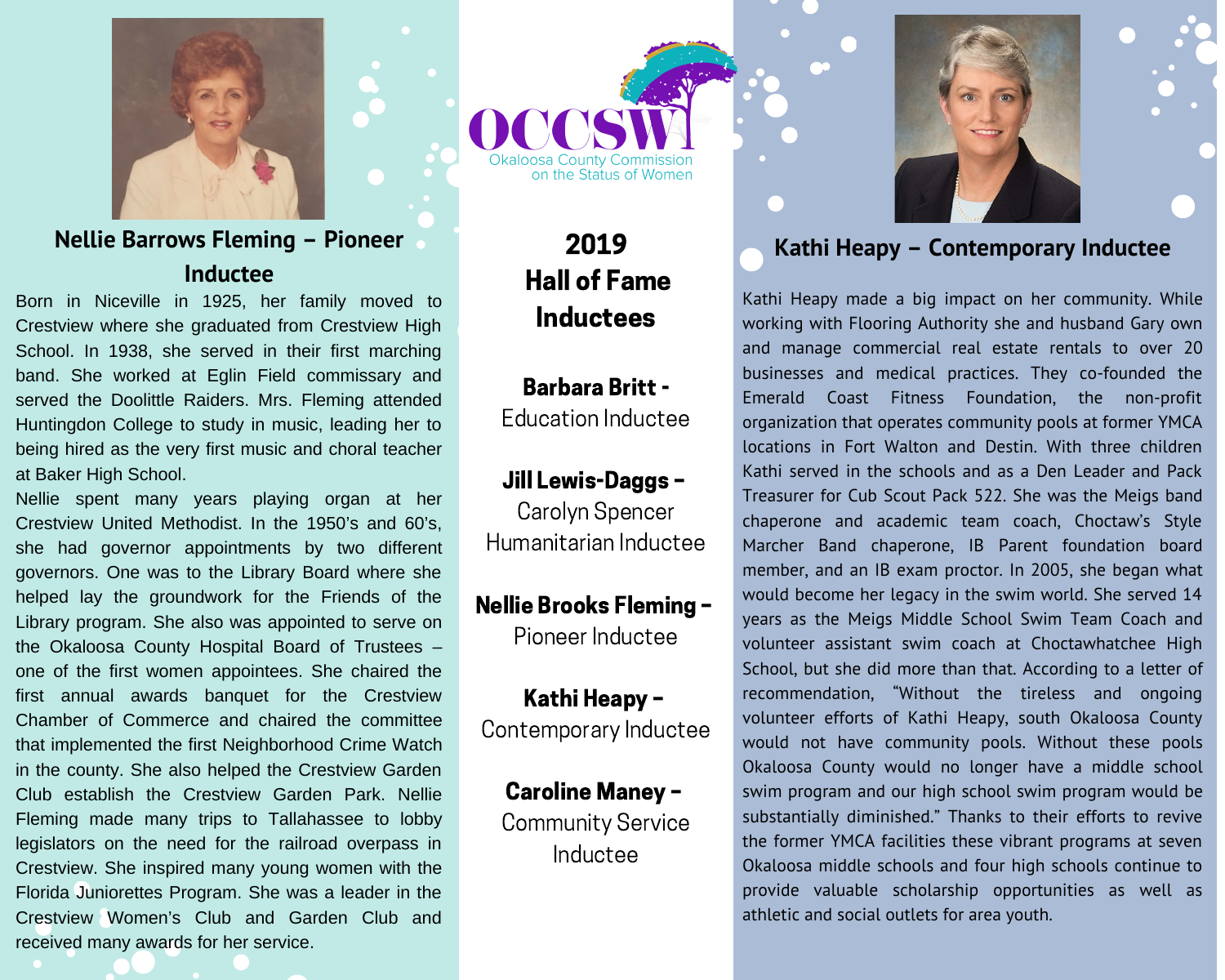## Nellie Barrows Fleming – Pioneer Inductee

Born in Niceville in 1925, her family moved to Crestview where she graduated from Crestview High School. In 1938, she served in their first marching band. She worked at Eglin Field commissary and served the Doolittle Raiders. Mrs. Fleming attended Huntingdon College to study in music, leading her to being hired as the very first music and choral teacher at Baker High School.

Nellie spent many years playing organ at her Crestview United Methodist. In the 1950's and 60's, she had governor appointments by two different governors. One was to the Library Board where she helped lay the groundwork for the Friends of the Library program. She also was appointed to serve on the Okaloosa County Hospital Board of Trustees – one of the first women appointees. She chaired the first annual awards banquet for the Crestview Chamber of Commerce and chaired the committee that implemented the first Neighborhood Crime Watch in the county. She also helped the Crestview Garden Club establish the Crestview Garden Park. Nellie Fleming made many trips to Tallahassee to lobby legislators on the need for the railroad overpass in Crestview. She inspired many young women with the Florida Juniorettes Program. She was a leader in the Crestview Women's Club and Garden Club and received many awards for her service.

OCCSW
Okaloosa County Commission on the Status of Women

# 2019 Hall of Fame Inductees

**Barbara Britt -**
Education Inductee

**Jill Lewis-Daggs –**
Carolyn Spencer Humanitarian Inductee

**Nellie Brooks Fleming –**
Pioneer Inductee

**Kathi Heapy –**
Contemporary Inductee

**Caroline Maney –**
Community Service Inductee

## Kathi Heapy – Contemporary Inductee

Kathi Heapy made a big impact on her community. While working with Flooring Authority she and husband Gary own and manage commercial real estate rentals to over 20 businesses and medical practices. They co-founded the Emerald Coast Fitness Foundation, the non-profit organization that operates community pools at former YMCA locations in Fort Walton and Destin. With three children Kathi served in the schools and as a Den Leader and Pack Treasurer for Cub Scout Pack 522. She was the Meigs band chaperone and academic team coach, Choctaw's Style Marcher Band chaperone, IB Parent foundation board member, and an IB exam proctor. In 2005, she began what would become her legacy in the swim world. She served 14 years as the Meigs Middle School Swim Team Coach and volunteer assistant swim coach at Choctawhatchee High School, but she did more than that. According to a letter of recommendation, "Without the tireless and ongoing volunteer efforts of Kathi Heapy, south Okaloosa County would not have community pools. Without these pools Okaloosa County would no longer have a middle school swim program and our high school swim program would be substantially diminished." Thanks to their efforts to revive the former YMCA facilities these vibrant programs at seven Okaloosa middle schools and four high schools continue to provide valuable scholarship opportunities as well as athletic and social outlets for area youth.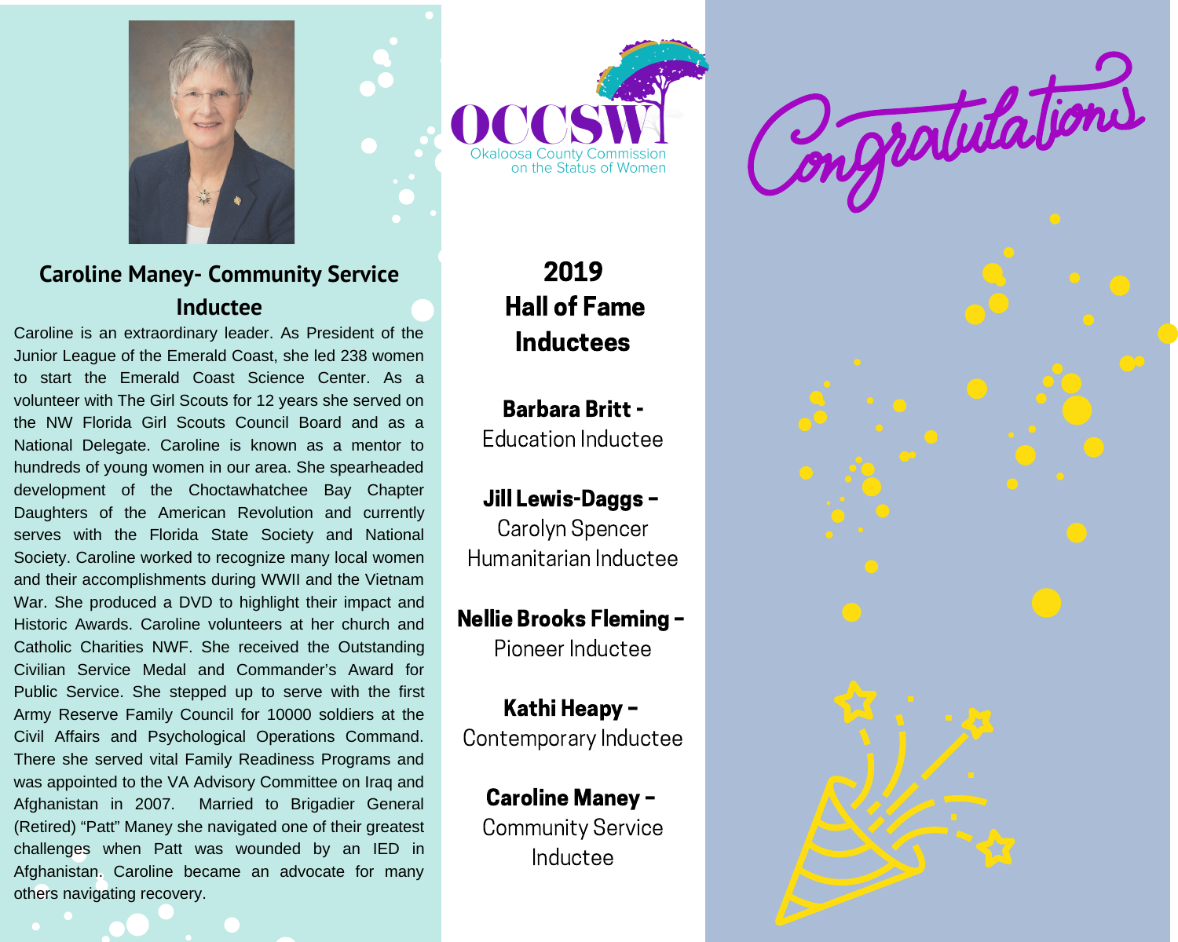## Caroline Maney- Community Service Inductee

Caroline is an extraordinary leader. As President of the Junior League of the Emerald Coast, she led 238 women to start the Emerald Coast Science Center. As a volunteer with The Girl Scouts for 12 years she served on the NW Florida Girl Scouts Council Board and as a National Delegate. Caroline is known as a mentor to hundreds of young women in our area. She spearheaded development of the Choctawhatchee Bay Chapter Daughters of the American Revolution and currently serves with the Florida State Society and National Society. Caroline worked to recognize many local women and their accomplishments during WWII and the Vietnam War. She produced a DVD to highlight their impact and Historic Awards. Caroline volunteers at her church and Catholic Charities NWF. She received the Outstanding Civilian Service Medal and Commander's Award for Public Service. She stepped up to serve with the first Army Reserve Family Council for 10000 soldiers at the Civil Affairs and Psychological Operations Command. There she served vital Family Readiness Programs and was appointed to the VA Advisory Committee on Iraq and Afghanistan in 2007. Married to Brigadier General (Retired) "Patt" Maney she navigated one of their greatest challenges when Patt was wounded by an IED in Afghanistan. Caroline became an advocate for many others navigating recovery.

OCCSW
Okaloosa County Commission on the Status of Women

## 2019 Hall of Fame Inductees

**Barbara Britt -** Education Inductee

**Jill Lewis-Daggs –** Carolyn Spencer Humanitarian Inductee

**Nellie Brooks Fleming –** Pioneer Inductee

**Kathi Heapy –** Contemporary Inductee

**Caroline Maney –** Community Service Inductee

Congratulations